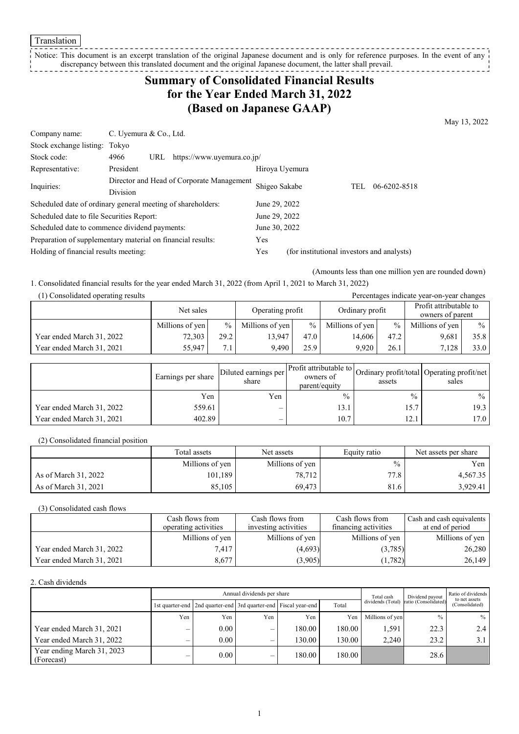Translation

Notice: This document is an excerpt translation of the original Japanese document and is only for reference purposes. In the event of any discrepancy between this translated document and the original Japanese document, the latter shall prevail.

# Summary of Consolidated Financial Results for the Year Ended March 31, 2022 (Based on Japanese GAAP)

May 13, 2022

| | | | | |
|---|---|---|---|---|
| Company name: | C. Uyemura & Co., Ltd. | | | |
| Stock exchange listing: | Tokyo | | | |
| Stock code: | 4966 URL https://www.uyemura.co.jp/ | | | |
| Representative: | President | Hiroya Uyemura | | |
| Inquiries: | Director and Head of Corporate Management Division | Shigeo Sakabe | TEL | 06-6202-8518 |

Scheduled date of ordinary general meeting of shareholders: June 29, 2022
Scheduled date to file Securities Report: June 29, 2022
Scheduled date to commence dividend payments: June 30, 2022
Preparation of supplementary material on financial results: Yes
Holding of financial results meeting: Yes (for institutional investors and analysts)

(Amounts less than one million yen are rounded down)

1. Consolidated financial results for the year ended March 31, 2022 (from April 1, 2021 to March 31, 2022)

(1) Consolidated operating results

Percentages indicate year-on-year changes

| | Net sales | | Operating profit | | Ordinary profit | | Profit attributable to owners of parent | |
|---|---|---|---|---|---|---|---|---|
| | Millions of yen | % | Millions of yen | % | Millions of yen | % | Millions of yen | % |
| Year ended March 31, 2022 | 72,303 | 29.2 | 13,947 | 47.0 | 14,606 | 47.2 | 9,681 | 35.8 |
| Year ended March 31, 2021 | 55,947 | 7.1 | 9,490 | 25.9 | 9,920 | 26.1 | 7,128 | 33.0 |

| | Earnings per share | Diluted earnings per share | Profit attributable to owners of parent/equity | Ordinary profit/total assets | Operating profit/net sales |
|---|---|---|---|---|---|
| | Yen | Yen | % | % | % |
| Year ended March 31, 2022 | 559.61 | – | 13.1 | 15.7 | 19.3 |
| Year ended March 31, 2021 | 402.89 | – | 10.7 | 12.1 | 17.0 |

(2) Consolidated financial position

| | Total assets | Net assets | Equity ratio | Net assets per share |
|---|---|---|---|---|
| | Millions of yen | Millions of yen | % | Yen |
| As of March 31, 2022 | 101,189 | 78,712 | 77.8 | 4,567.35 |
| As of March 31, 2021 | 85,105 | 69,473 | 81.6 | 3,929.41 |

(3) Consolidated cash flows

| | Cash flows from operating activities | Cash flows from investing activities | Cash flows from financing activities | Cash and cash equivalents at end of period |
|---|---|---|---|---|
| | Millions of yen | Millions of yen | Millions of yen | Millions of yen |
| Year ended March 31, 2022 | 7,417 | (4,693) | (3,785) | 26,280 |
| Year ended March 31, 2021 | 8,677 | (3,905) | (1,782) | 26,149 |

2. Cash dividends

| | Annual dividends per share | | | | | Total cash dividends (Total) | Dividend payout ratio (Consolidated) | Ratio of dividends to net assets (Consolidated) |
|---|---|---|---|---|---|---|---|---|
| | 1st quarter-end | 2nd quarter-end | 3rd quarter-end | Fiscal year-end | Total | | | |
| | Yen | Yen | Yen | Yen | Yen | Millions of yen | % | % |
| Year ended March 31, 2021 | – | 0.00 | – | 180.00 | 180.00 | 1,591 | 22.3 | 2.4 |
| Year ended March 31, 2022 | – | 0.00 | – | 130.00 | 130.00 | 2,240 | 23.2 | 3.1 |
| Year ending March 31, 2023 (Forecast) | – | 0.00 | – | 180.00 | 180.00 | | 28.6 | |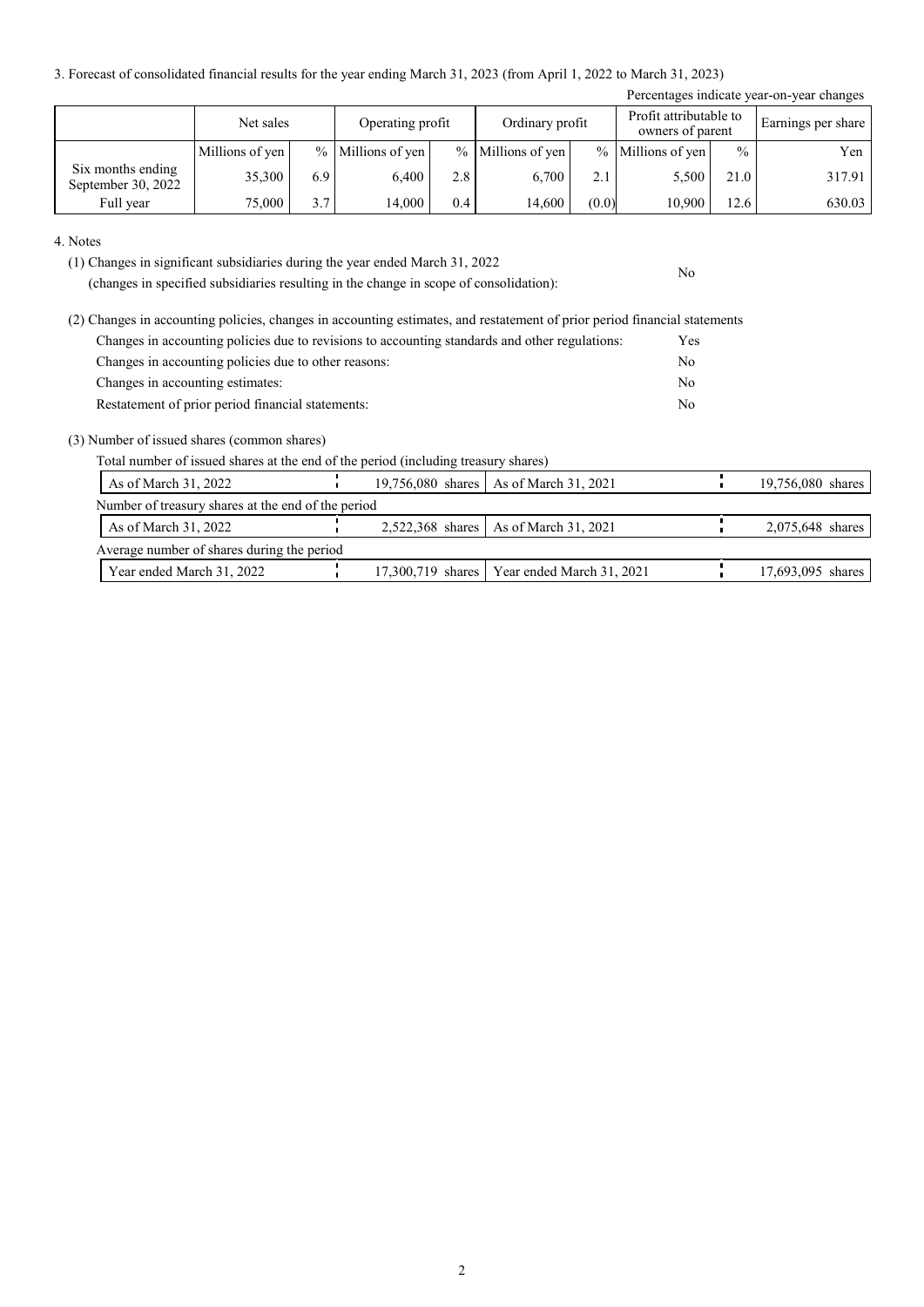3. Forecast of consolidated financial results for the year ending March 31, 2023 (from April 1, 2022 to March 31, 2023)

Percentages indicate year-on-year changes

| | Net sales | | Operating profit | | Ordinary profit | | Profit attributable to owners of parent | | Earnings per share |
|---|---|---|---|---|---|---|---|---|---|
| | Millions of yen | % | Millions of yen | % | Millions of yen | % | Millions of yen | % | Yen |
| Six months ending September 30, 2022 | 35,300 | 6.9 | 6,400 | 2.8 | 6,700 | 2.1 | 5,500 | 21.0 | 317.91 |
| Full year | 75,000 | 3.7 | 14,000 | 0.4 | 14,600 | (0.0) | 10,900 | 12.6 | 630.03 |

4. Notes

(1) Changes in significant subsidiaries during the year ended March 31, 2022
(changes in specified subsidiaries resulting in the change in scope of consolidation): No

(2) Changes in accounting policies, changes in accounting estimates, and restatement of prior period financial statements

| | |
|---|---|
| Changes in accounting policies due to revisions to accounting standards and other regulations: | Yes |
| Changes in accounting policies due to other reasons: | No |
| Changes in accounting estimates: | No |
| Restatement of prior period financial statements: | No |

(3) Number of issued shares (common shares)

Total number of issued shares at the end of the period (including treasury shares)

| | | | |
|---|---|---|---|
| As of March 31, 2022 | 19,756,080 shares | As of March 31, 2021 | 19,756,080 shares |

Number of treasury shares at the end of the period

| | | | |
|---|---|---|---|
| As of March 31, 2022 | 2,522,368 shares | As of March 31, 2021 | 2,075,648 shares |

Average number of shares during the period

| | | | |
|---|---|---|---|
| Year ended March 31, 2022 | 17,300,719 shares | Year ended March 31, 2021 | 17,693,095 shares |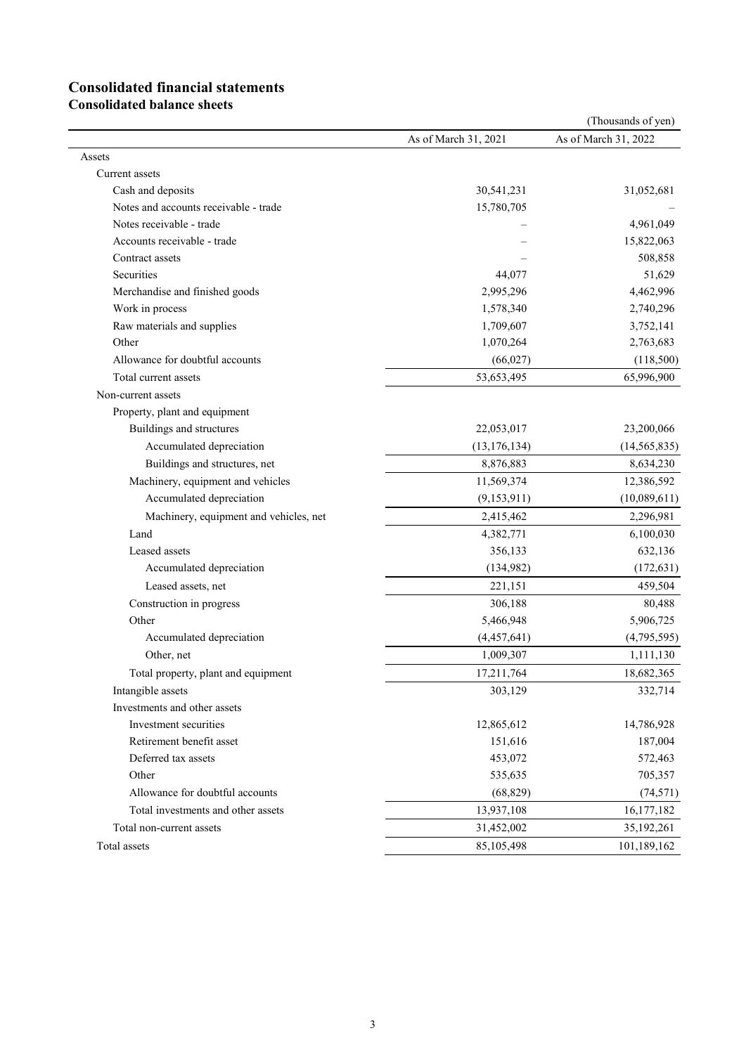# Consolidated financial statements

## Consolidated balance sheets

(Thousands of yen)

| | As of March 31, 2021 | As of March 31, 2022 |
|---|---|---|
| Assets | | |
| Current assets | | |
| Cash and deposits | 30,541,231 | 31,052,681 |
| Notes and accounts receivable - trade | 15,780,705 | – |
| Notes receivable - trade | – | 4,961,049 |
| Accounts receivable - trade | – | 15,822,063 |
| Contract assets | – | 508,858 |
| Securities | 44,077 | 51,629 |
| Merchandise and finished goods | 2,995,296 | 4,462,996 |
| Work in process | 1,578,340 | 2,740,296 |
| Raw materials and supplies | 1,709,607 | 3,752,141 |
| Other | 1,070,264 | 2,763,683 |
| Allowance for doubtful accounts | (66,027) | (118,500) |
| Total current assets | 53,653,495 | 65,996,900 |
| Non-current assets | | |
| Property, plant and equipment | | |
| Buildings and structures | 22,053,017 | 23,200,066 |
| Accumulated depreciation | (13,176,134) | (14,565,835) |
| Buildings and structures, net | 8,876,883 | 8,634,230 |
| Machinery, equipment and vehicles | 11,569,374 | 12,386,592 |
| Accumulated depreciation | (9,153,911) | (10,089,611) |
| Machinery, equipment and vehicles, net | 2,415,462 | 2,296,981 |
| Land | 4,382,771 | 6,100,030 |
| Leased assets | 356,133 | 632,136 |
| Accumulated depreciation | (134,982) | (172,631) |
| Leased assets, net | 221,151 | 459,504 |
| Construction in progress | 306,188 | 80,488 |
| Other | 5,466,948 | 5,906,725 |
| Accumulated depreciation | (4,457,641) | (4,795,595) |
| Other, net | 1,009,307 | 1,111,130 |
| Total property, plant and equipment | 17,211,764 | 18,682,365 |
| Intangible assets | 303,129 | 332,714 |
| Investments and other assets | | |
| Investment securities | 12,865,612 | 14,786,928 |
| Retirement benefit asset | 151,616 | 187,004 |
| Deferred tax assets | 453,072 | 572,463 |
| Other | 535,635 | 705,357 |
| Allowance for doubtful accounts | (68,829) | (74,571) |
| Total investments and other assets | 13,937,108 | 16,177,182 |
| Total non-current assets | 31,452,002 | 35,192,261 |
| Total assets | 85,105,498 | 101,189,162 |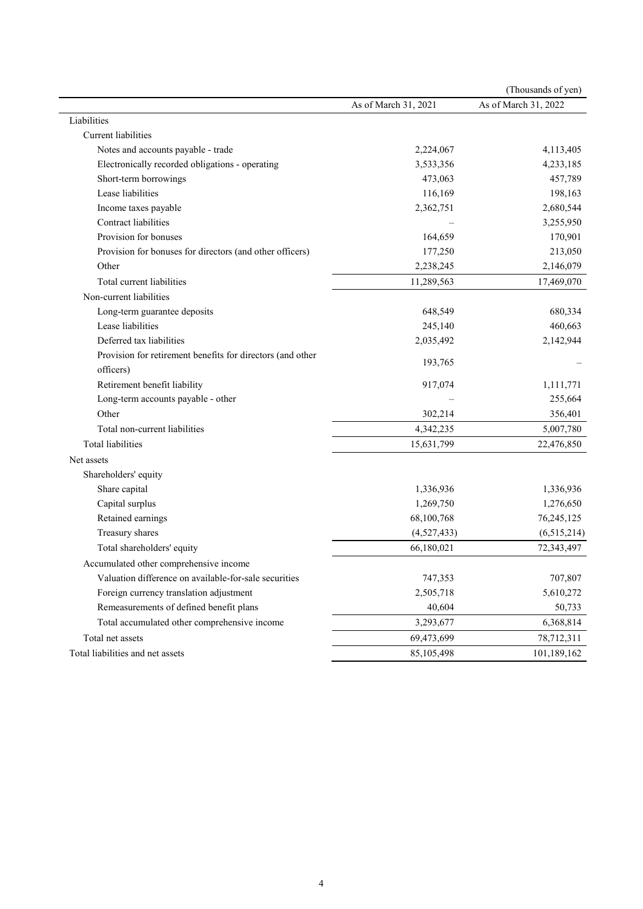(Thousands of yen)

| | As of March 31, 2021 | As of March 31, 2022 |
|---|---|---|
| Liabilities | | |
| Current liabilities | | |
| Notes and accounts payable - trade | 2,224,067 | 4,113,405 |
| Electronically recorded obligations - operating | 3,533,356 | 4,233,185 |
| Short-term borrowings | 473,063 | 457,789 |
| Lease liabilities | 116,169 | 198,163 |
| Income taxes payable | 2,362,751 | 2,680,544 |
| Contract liabilities | – | 3,255,950 |
| Provision for bonuses | 164,659 | 170,901 |
| Provision for bonuses for directors (and other officers) | 177,250 | 213,050 |
| Other | 2,238,245 | 2,146,079 |
| Total current liabilities | 11,289,563 | 17,469,070 |
| Non-current liabilities | | |
| Long-term guarantee deposits | 648,549 | 680,334 |
| Lease liabilities | 245,140 | 460,663 |
| Deferred tax liabilities | 2,035,492 | 2,142,944 |
| Provision for retirement benefits for directors (and other officers) | 193,765 | – |
| Retirement benefit liability | 917,074 | 1,111,771 |
| Long-term accounts payable - other | – | 255,664 |
| Other | 302,214 | 356,401 |
| Total non-current liabilities | 4,342,235 | 5,007,780 |
| Total liabilities | 15,631,799 | 22,476,850 |
| Net assets | | |
| Shareholders' equity | | |
| Share capital | 1,336,936 | 1,336,936 |
| Capital surplus | 1,269,750 | 1,276,650 |
| Retained earnings | 68,100,768 | 76,245,125 |
| Treasury shares | (4,527,433) | (6,515,214) |
| Total shareholders' equity | 66,180,021 | 72,343,497 |
| Accumulated other comprehensive income | | |
| Valuation difference on available-for-sale securities | 747,353 | 707,807 |
| Foreign currency translation adjustment | 2,505,718 | 5,610,272 |
| Remeasurements of defined benefit plans | 40,604 | 50,733 |
| Total accumulated other comprehensive income | 3,293,677 | 6,368,814 |
| Total net assets | 69,473,699 | 78,712,311 |
| Total liabilities and net assets | 85,105,498 | 101,189,162 |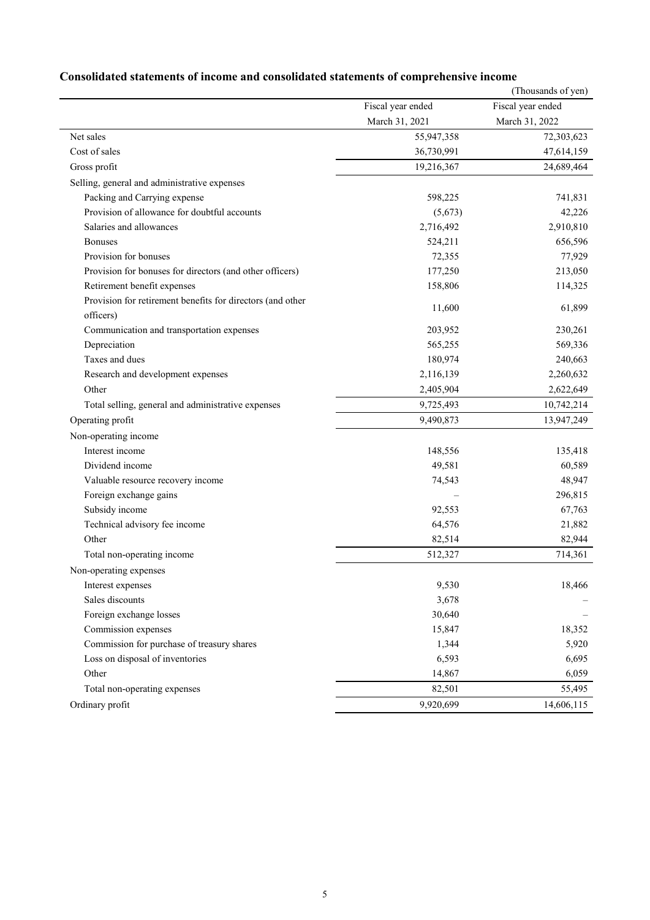## Consolidated statements of income and consolidated statements of comprehensive income

(Thousands of yen)

| | Fiscal year ended March 31, 2021 | Fiscal year ended March 31, 2022 |
|---|---|---|
| Net sales | 55,947,358 | 72,303,623 |
| Cost of sales | 36,730,991 | 47,614,159 |
| Gross profit | 19,216,367 | 24,689,464 |
| Selling, general and administrative expenses | | |
| Packing and Carrying expense | 598,225 | 741,831 |
| Provision of allowance for doubtful accounts | (5,673) | 42,226 |
| Salaries and allowances | 2,716,492 | 2,910,810 |
| Bonuses | 524,211 | 656,596 |
| Provision for bonuses | 72,355 | 77,929 |
| Provision for bonuses for directors (and other officers) | 177,250 | 213,050 |
| Retirement benefit expenses | 158,806 | 114,325 |
| Provision for retirement benefits for directors (and other officers) | 11,600 | 61,899 |
| Communication and transportation expenses | 203,952 | 230,261 |
| Depreciation | 565,255 | 569,336 |
| Taxes and dues | 180,974 | 240,663 |
| Research and development expenses | 2,116,139 | 2,260,632 |
| Other | 2,405,904 | 2,622,649 |
| Total selling, general and administrative expenses | 9,725,493 | 10,742,214 |
| Operating profit | 9,490,873 | 13,947,249 |
| Non-operating income | | |
| Interest income | 148,556 | 135,418 |
| Dividend income | 49,581 | 60,589 |
| Valuable resource recovery income | 74,543 | 48,947 |
| Foreign exchange gains | – | 296,815 |
| Subsidy income | 92,553 | 67,763 |
| Technical advisory fee income | 64,576 | 21,882 |
| Other | 82,514 | 82,944 |
| Total non-operating income | 512,327 | 714,361 |
| Non-operating expenses | | |
| Interest expenses | 9,530 | 18,466 |
| Sales discounts | 3,678 | – |
| Foreign exchange losses | 30,640 | – |
| Commission expenses | 15,847 | 18,352 |
| Commission for purchase of treasury shares | 1,344 | 5,920 |
| Loss on disposal of inventories | 6,593 | 6,695 |
| Other | 14,867 | 6,059 |
| Total non-operating expenses | 82,501 | 55,495 |
| Ordinary profit | 9,920,699 | 14,606,115 |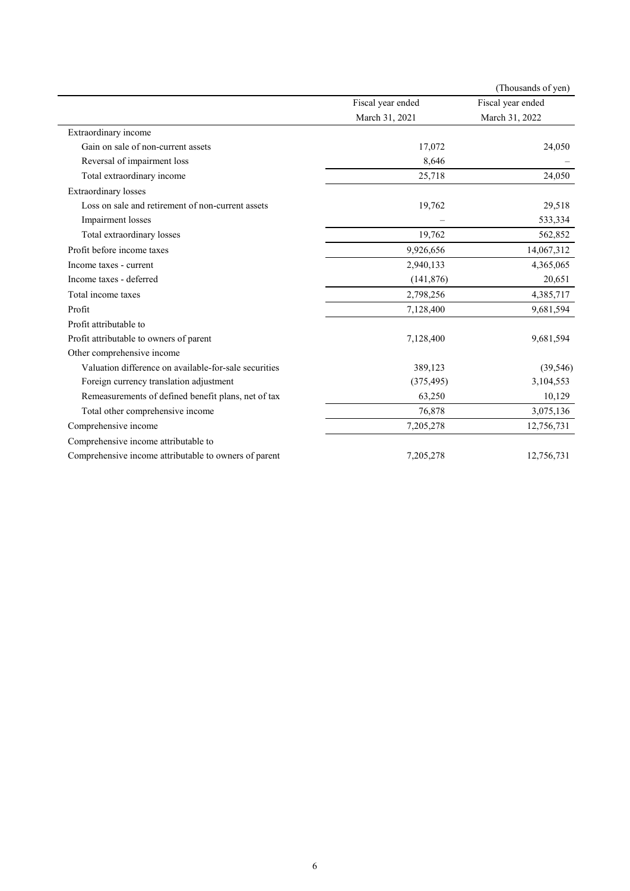(Thousands of yen)

| | Fiscal year ended March 31, 2021 | Fiscal year ended March 31, 2022 |
|---|---|---|
| Extraordinary income | | |
| Gain on sale of non-current assets | 17,072 | 24,050 |
| Reversal of impairment loss | 8,646 | – |
| Total extraordinary income | 25,718 | 24,050 |
| Extraordinary losses | | |
| Loss on sale and retirement of non-current assets | 19,762 | 29,518 |
| Impairment losses | – | 533,334 |
| Total extraordinary losses | 19,762 | 562,852 |
| Profit before income taxes | 9,926,656 | 14,067,312 |
| Income taxes - current | 2,940,133 | 4,365,065 |
| Income taxes - deferred | (141,876) | 20,651 |
| Total income taxes | 2,798,256 | 4,385,717 |
| Profit | 7,128,400 | 9,681,594 |
| Profit attributable to | | |
| Profit attributable to owners of parent | 7,128,400 | 9,681,594 |
| Other comprehensive income | | |
| Valuation difference on available-for-sale securities | 389,123 | (39,546) |
| Foreign currency translation adjustment | (375,495) | 3,104,553 |
| Remeasurements of defined benefit plans, net of tax | 63,250 | 10,129 |
| Total other comprehensive income | 76,878 | 3,075,136 |
| Comprehensive income | 7,205,278 | 12,756,731 |
| Comprehensive income attributable to | | |
| Comprehensive income attributable to owners of parent | 7,205,278 | 12,756,731 |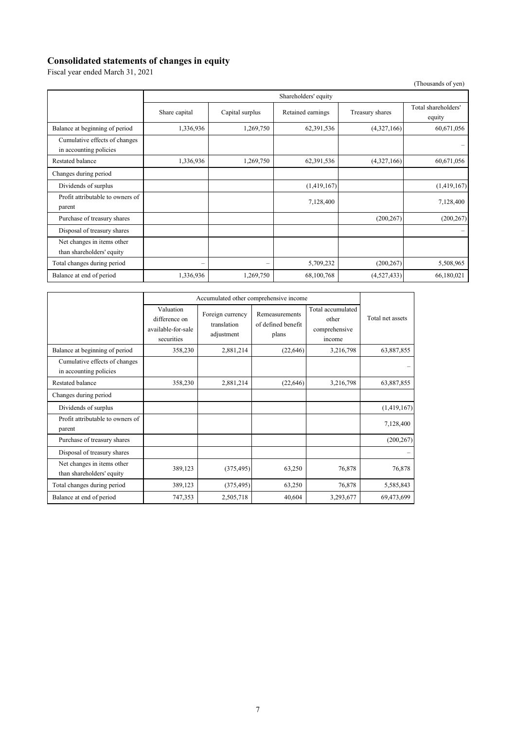## Consolidated statements of changes in equity

Fiscal year ended March 31, 2021

(Thousands of yen)

| | Shareholders' equity | | | | |
|---|---|---|---|---|---|
| | Share capital | Capital surplus | Retained earnings | Treasury shares | Total shareholders' equity |
| Balance at beginning of period | 1,336,936 | 1,269,750 | 62,391,536 | (4,327,166) | 60,671,056 |
| Cumulative effects of changes in accounting policies | | | | | – |
| Restated balance | 1,336,936 | 1,269,750 | 62,391,536 | (4,327,166) | 60,671,056 |
| Changes during period | | | | | |
| Dividends of surplus | | | (1,419,167) | | (1,419,167) |
| Profit attributable to owners of parent | | | 7,128,400 | | 7,128,400 |
| Purchase of treasury shares | | | | (200,267) | (200,267) |
| Disposal of treasury shares | | | | | – |
| Net changes in items other than shareholders' equity | | | | | |
| Total changes during period | – | – | 5,709,232 | (200,267) | 5,508,965 |
| Balance at end of period | 1,336,936 | 1,269,750 | 68,100,768 | (4,527,433) | 66,180,021 |

| | Accumulated other comprehensive income | | | | Total net assets |
|---|---|---|---|---|---|
| | Valuation difference on available-for-sale securities | Foreign currency translation adjustment | Remeasurements of defined benefit plans | Total accumulated other comprehensive income | |
| Balance at beginning of period | 358,230 | 2,881,214 | (22,646) | 3,216,798 | 63,887,855 |
| Cumulative effects of changes in accounting policies | | | | | – |
| Restated balance | 358,230 | 2,881,214 | (22,646) | 3,216,798 | 63,887,855 |
| Changes during period | | | | | |
| Dividends of surplus | | | | | (1,419,167) |
| Profit attributable to owners of parent | | | | | 7,128,400 |
| Purchase of treasury shares | | | | | (200,267) |
| Disposal of treasury shares | | | | | – |
| Net changes in items other than shareholders' equity | 389,123 | (375,495) | 63,250 | 76,878 | 76,878 |
| Total changes during period | 389,123 | (375,495) | 63,250 | 76,878 | 5,585,843 |
| Balance at end of period | 747,353 | 2,505,718 | 40,604 | 3,293,677 | 69,473,699 |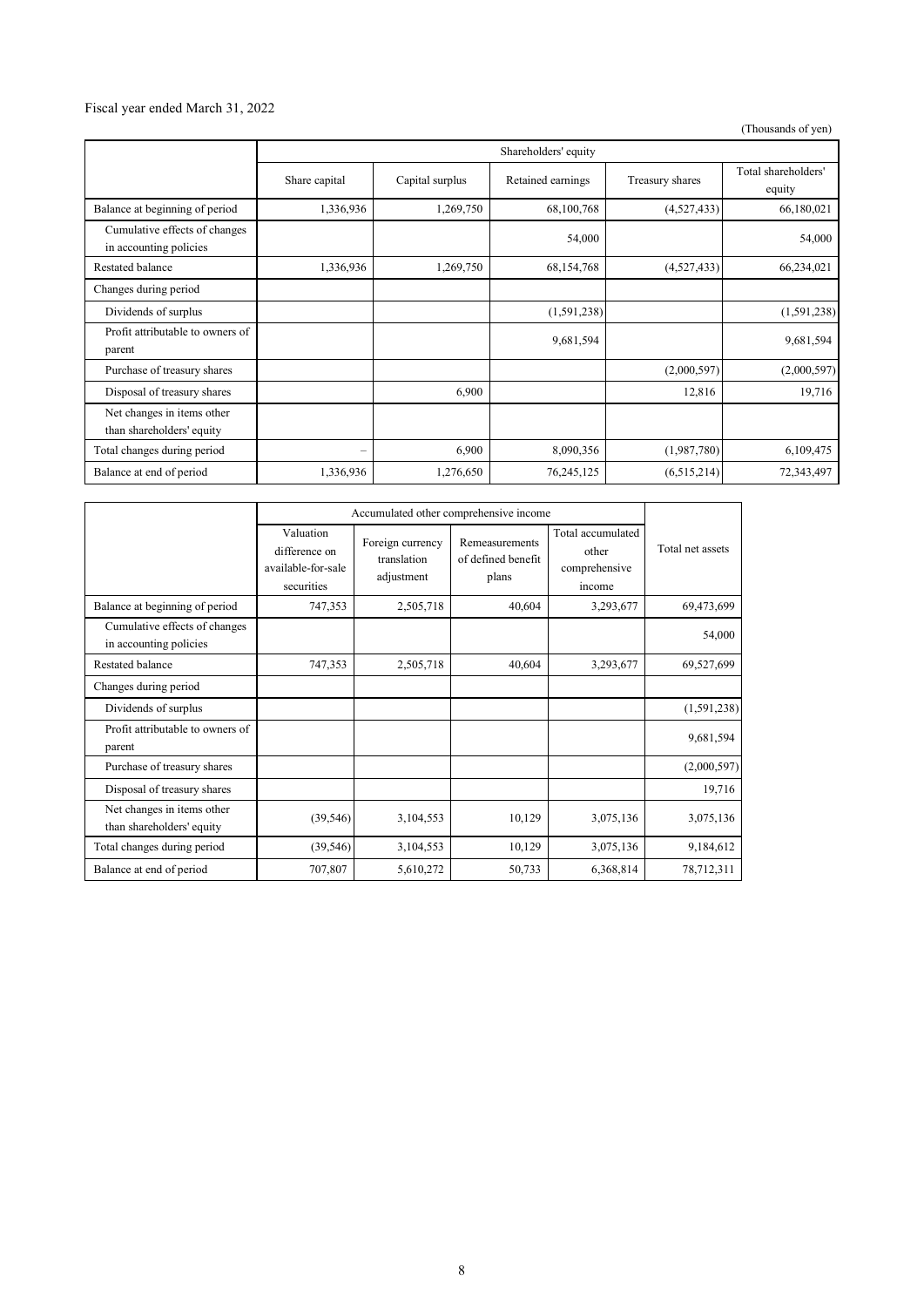Fiscal year ended March 31, 2022

(Thousands of yen)

| | Shareholders' equity | | | | |
|---|---|---|---|---|---|
| | Share capital | Capital surplus | Retained earnings | Treasury shares | Total shareholders' equity |
| Balance at beginning of period | 1,336,936 | 1,269,750 | 68,100,768 | (4,527,433) | 66,180,021 |
| Cumulative effects of changes in accounting policies | | | 54,000 | | 54,000 |
| Restated balance | 1,336,936 | 1,269,750 | 68,154,768 | (4,527,433) | 66,234,021 |
| Changes during period | | | | | |
| Dividends of surplus | | | (1,591,238) | | (1,591,238) |
| Profit attributable to owners of parent | | | 9,681,594 | | 9,681,594 |
| Purchase of treasury shares | | | | (2,000,597) | (2,000,597) |
| Disposal of treasury shares | | 6,900 | | 12,816 | 19,716 |
| Net changes in items other than shareholders' equity | | | | | |
| Total changes during period | – | 6,900 | 8,090,356 | (1,987,780) | 6,109,475 |
| Balance at end of period | 1,336,936 | 1,276,650 | 76,245,125 | (6,515,214) | 72,343,497 |

| | Accumulated other comprehensive income | | | | Total net assets |
|---|---|---|---|---|---|
| | Valuation difference on available-for-sale securities | Foreign currency translation adjustment | Remeasurements of defined benefit plans | Total accumulated other comprehensive income | |
| Balance at beginning of period | 747,353 | 2,505,718 | 40,604 | 3,293,677 | 69,473,699 |
| Cumulative effects of changes in accounting policies | | | | | 54,000 |
| Restated balance | 747,353 | 2,505,718 | 40,604 | 3,293,677 | 69,527,699 |
| Changes during period | | | | | |
| Dividends of surplus | | | | | (1,591,238) |
| Profit attributable to owners of parent | | | | | 9,681,594 |
| Purchase of treasury shares | | | | | (2,000,597) |
| Disposal of treasury shares | | | | | 19,716 |
| Net changes in items other than shareholders' equity | (39,546) | 3,104,553 | 10,129 | 3,075,136 | 3,075,136 |
| Total changes during period | (39,546) | 3,104,553 | 10,129 | 3,075,136 | 9,184,612 |
| Balance at end of period | 707,807 | 5,610,272 | 50,733 | 6,368,814 | 78,712,311 |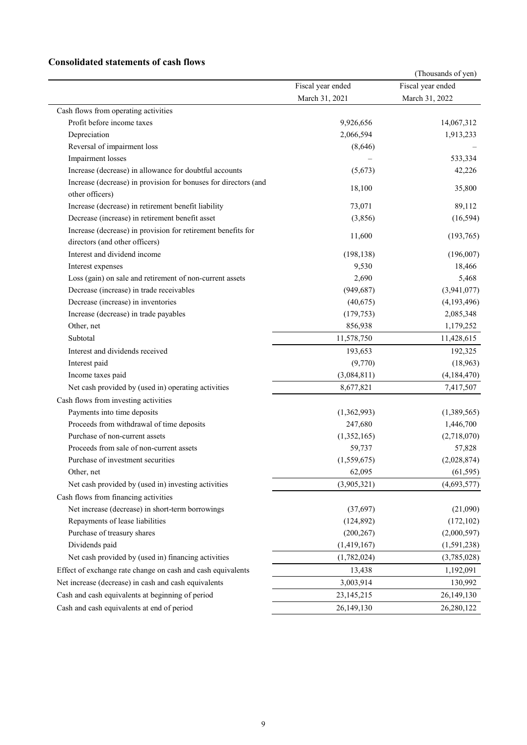## Consolidated statements of cash flows

(Thousands of yen)

| | Fiscal year ended March 31, 2021 | Fiscal year ended March 31, 2022 |
|---|---|---|
| Cash flows from operating activities | | |
| Profit before income taxes | 9,926,656 | 14,067,312 |
| Depreciation | 2,066,594 | 1,913,233 |
| Reversal of impairment loss | (8,646) | – |
| Impairment losses | – | 533,334 |
| Increase (decrease) in allowance for doubtful accounts | (5,673) | 42,226 |
| Increase (decrease) in provision for bonuses for directors (and other officers) | 18,100 | 35,800 |
| Increase (decrease) in retirement benefit liability | 73,071 | 89,112 |
| Decrease (increase) in retirement benefit asset | (3,856) | (16,594) |
| Increase (decrease) in provision for retirement benefits for directors (and other officers) | 11,600 | (193,765) |
| Interest and dividend income | (198,138) | (196,007) |
| Interest expenses | 9,530 | 18,466 |
| Loss (gain) on sale and retirement of non-current assets | 2,690 | 5,468 |
| Decrease (increase) in trade receivables | (949,687) | (3,941,077) |
| Decrease (increase) in inventories | (40,675) | (4,193,496) |
| Increase (decrease) in trade payables | (179,753) | 2,085,348 |
| Other, net | 856,938 | 1,179,252 |
| Subtotal | 11,578,750 | 11,428,615 |
| Interest and dividends received | 193,653 | 192,325 |
| Interest paid | (9,770) | (18,963) |
| Income taxes paid | (3,084,811) | (4,184,470) |
| Net cash provided by (used in) operating activities | 8,677,821 | 7,417,507 |
| Cash flows from investing activities | | |
| Payments into time deposits | (1,362,993) | (1,389,565) |
| Proceeds from withdrawal of time deposits | 247,680 | 1,446,700 |
| Purchase of non-current assets | (1,352,165) | (2,718,070) |
| Proceeds from sale of non-current assets | 59,737 | 57,828 |
| Purchase of investment securities | (1,559,675) | (2,028,874) |
| Other, net | 62,095 | (61,595) |
| Net cash provided by (used in) investing activities | (3,905,321) | (4,693,577) |
| Cash flows from financing activities | | |
| Net increase (decrease) in short-term borrowings | (37,697) | (21,090) |
| Repayments of lease liabilities | (124,892) | (172,102) |
| Purchase of treasury shares | (200,267) | (2,000,597) |
| Dividends paid | (1,419,167) | (1,591,238) |
| Net cash provided by (used in) financing activities | (1,782,024) | (3,785,028) |
| Effect of exchange rate change on cash and cash equivalents | 13,438 | 1,192,091 |
| Net increase (decrease) in cash and cash equivalents | 3,003,914 | 130,992 |
| Cash and cash equivalents at beginning of period | 23,145,215 | 26,149,130 |
| Cash and cash equivalents at end of period | 26,149,130 | 26,280,122 |